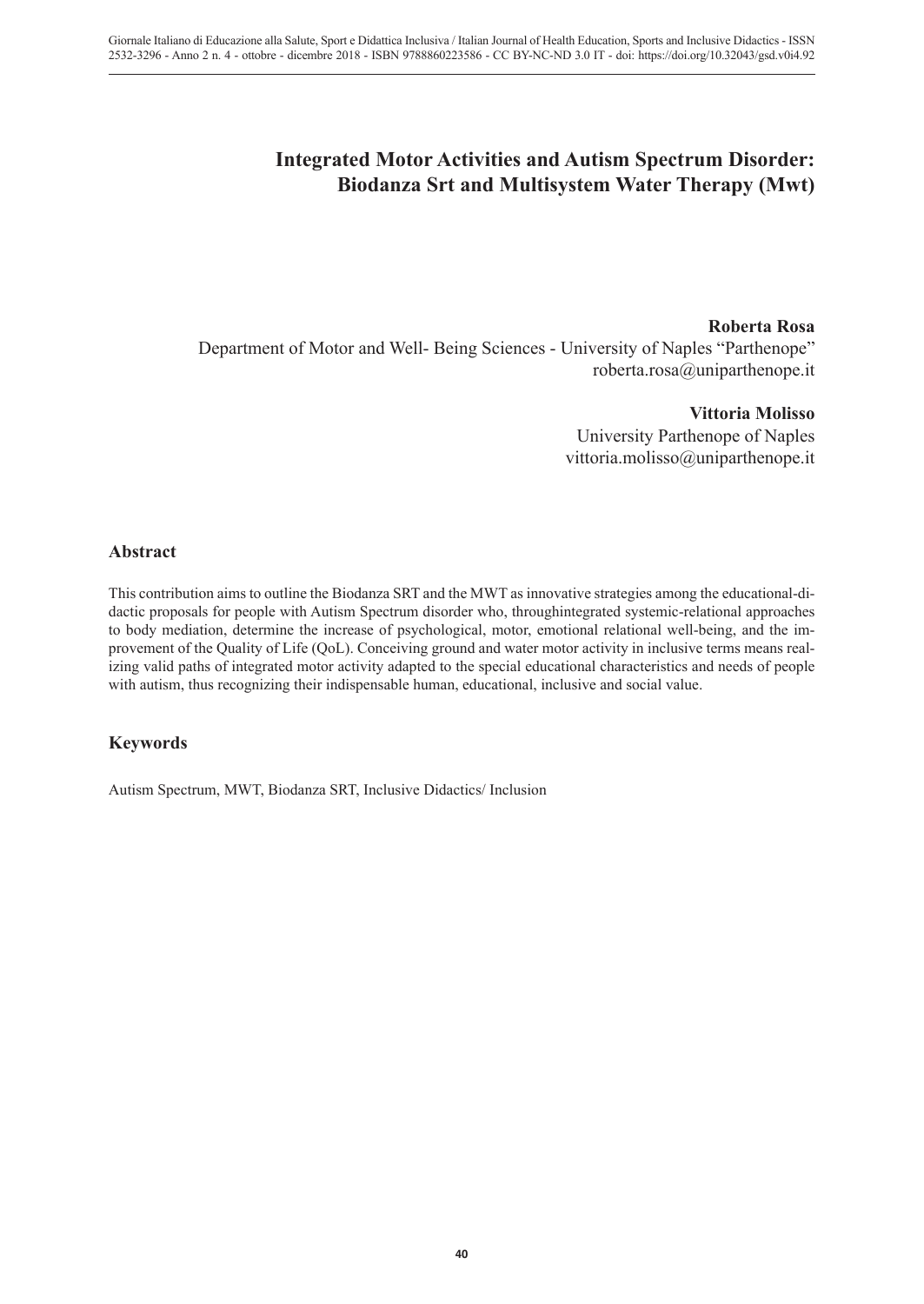# Integrated Motor Activities and Autism Spectrum Disorder: Biodanza Srt and Multisystem Water Therapy (Mwt)

**Roberta Rosa**
Department of Motor and Well- Being Sciences - University of Naples "Parthenope"
roberta.rosa@uniparthenope.it

**Vittoria Molisso**
University Parthenope of Naples
vittoria.molisso@uniparthenope.it

## Abstract

This contribution aims to outline the Biodanza SRT and the MWT as innovative strategies among the educational-didactic proposals for people with Autism Spectrum disorder who, throughintegrated systemic-relational approaches to body mediation, determine the increase of psychological, motor, emotional relational well-being, and the improvement of the Quality of Life (QoL). Conceiving ground and water motor activity in inclusive terms means realizing valid paths of integrated motor activity adapted to the special educational characteristics and needs of people with autism, thus recognizing their indispensable human, educational, inclusive and social value.

## Keywords

Autism Spectrum, MWT, Biodanza SRT, Inclusive Didactics/ Inclusion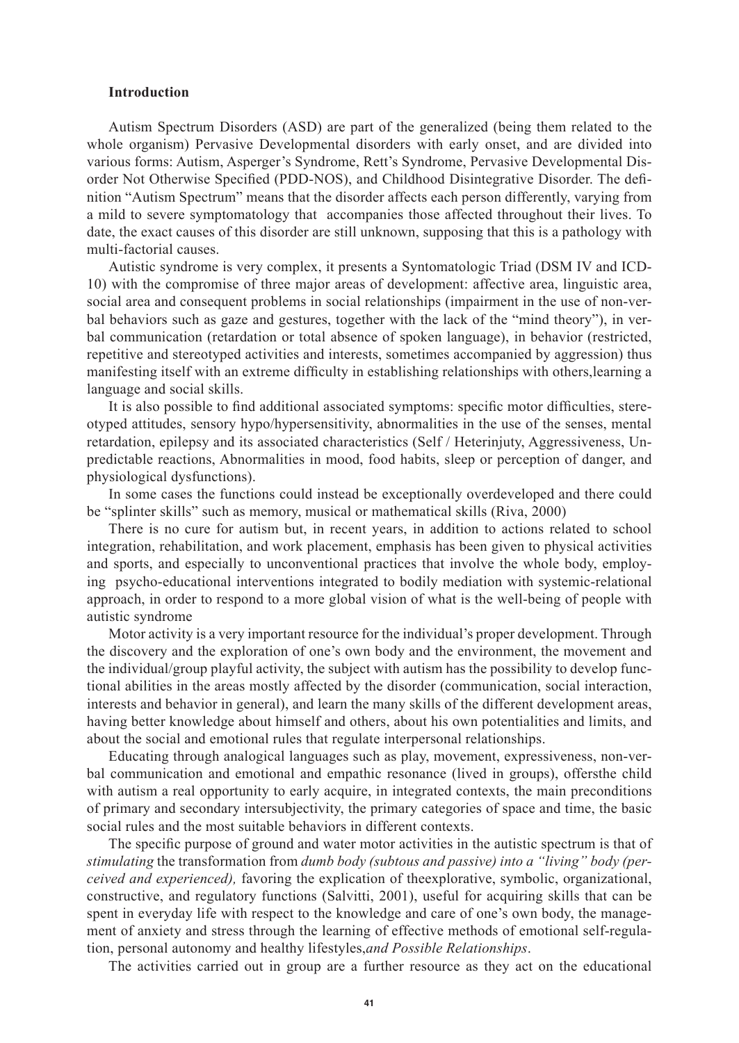### Introduction

Autism Spectrum Disorders (ASD) are part of the generalized (being them related to the whole organism) Pervasive Developmental disorders with early onset, and are divided into various forms: Autism, Asperger's Syndrome, Rett's Syndrome, Pervasive Developmental Disorder Not Otherwise Specified (PDD-NOS), and Childhood Disintegrative Disorder. The definition "Autism Spectrum" means that the disorder affects each person differently, varying from a mild to severe symptomatology that accompanies those affected throughout their lives. To date, the exact causes of this disorder are still unknown, supposing that this is a pathology with multi-factorial causes.

Autistic syndrome is very complex, it presents a Syntomatologic Triad (DSM IV and ICD-10) with the compromise of three major areas of development: affective area, linguistic area, social area and consequent problems in social relationships (impairment in the use of non-verbal behaviors such as gaze and gestures, together with the lack of the "mind theory"), in verbal communication (retardation or total absence of spoken language), in behavior (restricted, repetitive and stereotyped activities and interests, sometimes accompanied by aggression) thus manifesting itself with an extreme difficulty in establishing relationships with others,learning a language and social skills.

It is also possible to find additional associated symptoms: specific motor difficulties, stereotyped attitudes, sensory hypo/hypersensitivity, abnormalities in the use of the senses, mental retardation, epilepsy and its associated characteristics (Self / Heterinjuty, Aggressiveness, Unpredictable reactions, Abnormalities in mood, food habits, sleep or perception of danger, and physiological dysfunctions).

In some cases the functions could instead be exceptionally overdeveloped and there could be "splinter skills" such as memory, musical or mathematical skills (Riva, 2000)

There is no cure for autism but, in recent years, in addition to actions related to school integration, rehabilitation, and work placement, emphasis has been given to physical activities and sports, and especially to unconventional practices that involve the whole body, employing psycho-educational interventions integrated to bodily mediation with systemic-relational approach, in order to respond to a more global vision of what is the well-being of people with autistic syndrome

Motor activity is a very important resource for the individual's proper development. Through the discovery and the exploration of one's own body and the environment, the movement and the individual/group playful activity, the subject with autism has the possibility to develop functional abilities in the areas mostly affected by the disorder (communication, social interaction, interests and behavior in general), and learn the many skills of the different development areas, having better knowledge about himself and others, about his own potentialities and limits, and about the social and emotional rules that regulate interpersonal relationships.

Educating through analogical languages such as play, movement, expressiveness, non-verbal communication and emotional and empathic resonance (lived in groups), offersthe child with autism a real opportunity to early acquire, in integrated contexts, the main preconditions of primary and secondary intersubjectivity, the primary categories of space and time, the basic social rules and the most suitable behaviors in different contexts.

The specific purpose of ground and water motor activities in the autistic spectrum is that of *stimulating* the transformation from *dumb body (subtous and passive) into a "living" body (perceived and experienced),* favoring the explication of theexplorative, symbolic, organizational, constructive, and regulatory functions (Salvitti, 2001), useful for acquiring skills that can be spent in everyday life with respect to the knowledge and care of one's own body, the management of anxiety and stress through the learning of effective methods of emotional self-regulation, personal autonomy and healthy lifestyles,*and Possible Relationships*.

The activities carried out in group are a further resource as they act on the educational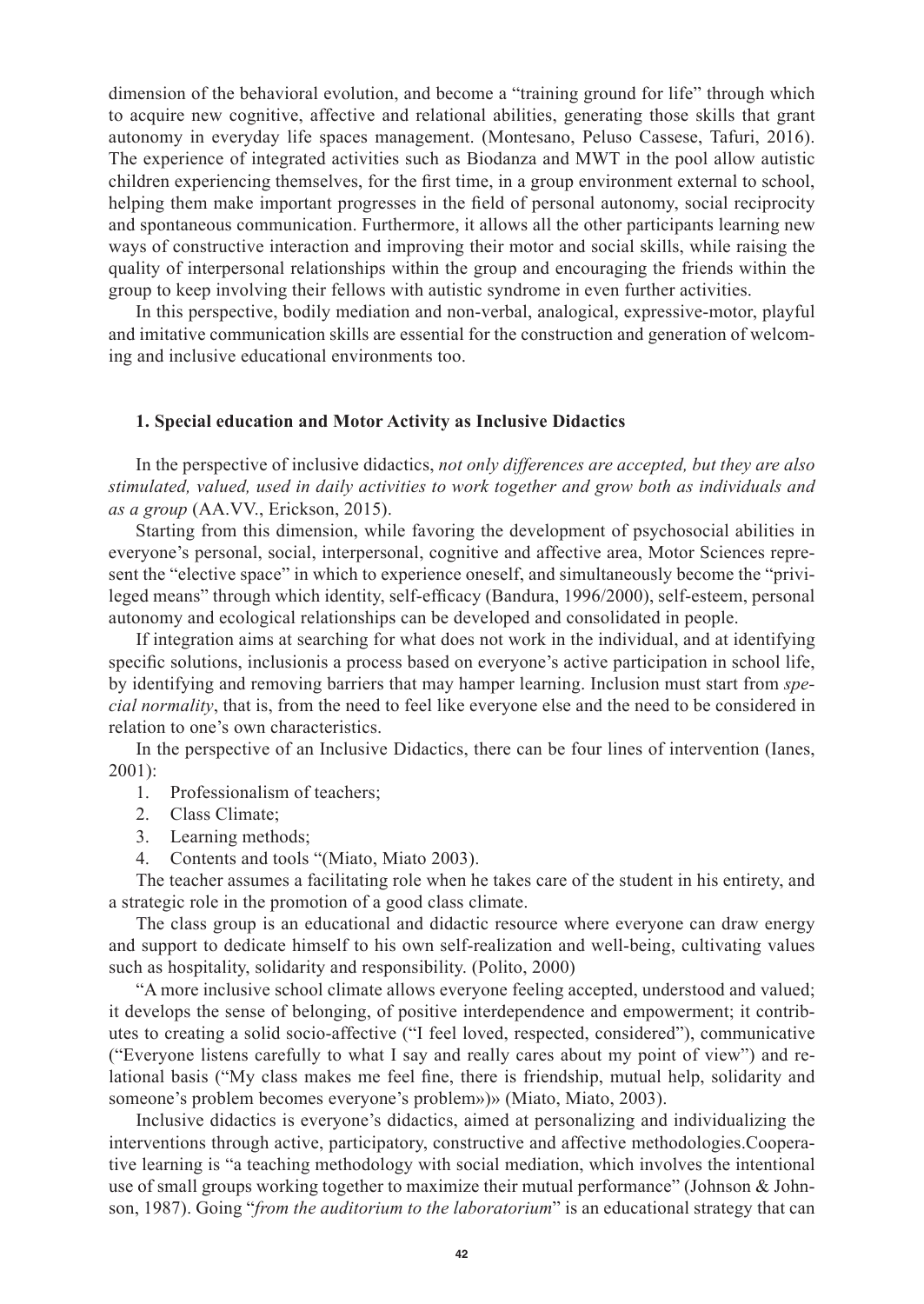dimension of the behavioral evolution, and become a "training ground for life" through which to acquire new cognitive, affective and relational abilities, generating those skills that grant autonomy in everyday life spaces management. (Montesano, Peluso Cassese, Tafuri, 2016). The experience of integrated activities such as Biodanza and MWT in the pool allow autistic children experiencing themselves, for the first time, in a group environment external to school, helping them make important progresses in the field of personal autonomy, social reciprocity and spontaneous communication. Furthermore, it allows all the other participants learning new ways of constructive interaction and improving their motor and social skills, while raising the quality of interpersonal relationships within the group and encouraging the friends within the group to keep involving their fellows with autistic syndrome in even further activities.

In this perspective, bodily mediation and non-verbal, analogical, expressive-motor, playful and imitative communication skills are essential for the construction and generation of welcoming and inclusive educational environments too.

## 1. Special education and Motor Activity as Inclusive Didactics

In the perspective of inclusive didactics, *not only differences are accepted, but they are also stimulated, valued, used in daily activities to work together and grow both as individuals and as a group* (AA.VV., Erickson, 2015).

Starting from this dimension, while favoring the development of psychosocial abilities in everyone's personal, social, interpersonal, cognitive and affective area, Motor Sciences represent the "elective space" in which to experience oneself, and simultaneously become the "privileged means" through which identity, self-efficacy (Bandura, 1996/2000), self-esteem, personal autonomy and ecological relationships can be developed and consolidated in people.

If integration aims at searching for what does not work in the individual, and at identifying specific solutions, inclusionis a process based on everyone's active participation in school life, by identifying and removing barriers that may hamper learning. Inclusion must start from *special normality*, that is, from the need to feel like everyone else and the need to be considered in relation to one's own characteristics.

In the perspective of an Inclusive Didactics, there can be four lines of intervention (Ianes, 2001):

1. Professionalism of teachers;
2. Class Climate;
3. Learning methods;
4. Contents and tools "(Miato, Miato 2003).

The teacher assumes a facilitating role when he takes care of the student in his entirety, and a strategic role in the promotion of a good class climate.

The class group is an educational and didactic resource where everyone can draw energy and support to dedicate himself to his own self-realization and well-being, cultivating values such as hospitality, solidarity and responsibility. (Polito, 2000)

"A more inclusive school climate allows everyone feeling accepted, understood and valued; it develops the sense of belonging, of positive interdependence and empowerment; it contributes to creating a solid socio-affective ("I feel loved, respected, considered"), communicative ("Everyone listens carefully to what I say and really cares about my point of view") and relational basis ("My class makes me feel fine, there is friendship, mutual help, solidarity and someone's problem becomes everyone's problem»)» (Miato, Miato, 2003).

Inclusive didactics is everyone's didactics, aimed at personalizing and individualizing the interventions through active, participatory, constructive and affective methodologies.Cooperative learning is "a teaching methodology with social mediation, which involves the intentional use of small groups working together to maximize their mutual performance" (Johnson & Johnson, 1987). Going "*from the auditorium to the laboratorium*" is an educational strategy that can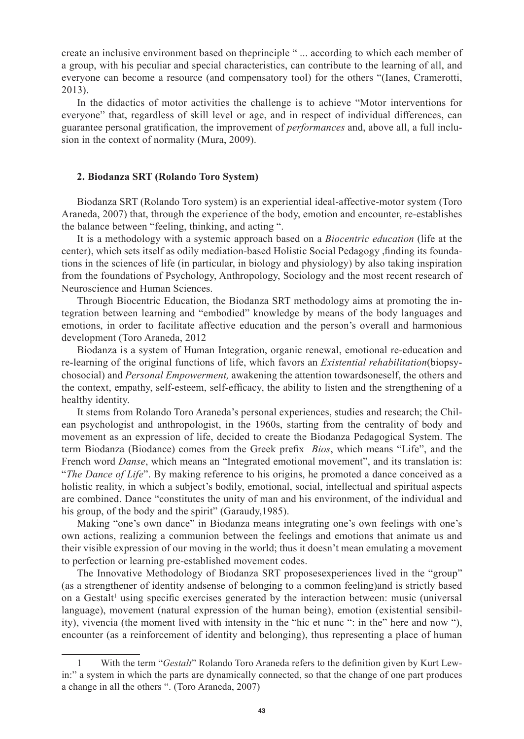create an inclusive environment based on theprinciple " ... according to which each member of a group, with his peculiar and special characteristics, can contribute to the learning of all, and everyone can become a resource (and compensatory tool) for the others "(Ianes, Cramerotti, 2013).

In the didactics of motor activities the challenge is to achieve "Motor interventions for everyone" that, regardless of skill level or age, and in respect of individual differences, can guarantee personal gratification, the improvement of *performances* and, above all, a full inclusion in the context of normality (Mura, 2009).

## 2. Biodanza SRT (Rolando Toro System)

Biodanza SRT (Rolando Toro system) is an experiential ideal-affective-motor system (Toro Araneda, 2007) that, through the experience of the body, emotion and encounter, re-establishes the balance between "feeling, thinking, and acting ".

It is a methodology with a systemic approach based on a *Biocentric education* (life at the center), which sets itself as odily mediation-based Holistic Social Pedagogy ,finding its foundations in the sciences of life (in particular, in biology and physiology) by also taking inspiration from the foundations of Psychology, Anthropology, Sociology and the most recent research of Neuroscience and Human Sciences.

Through Biocentric Education, the Biodanza SRT methodology aims at promoting the integration between learning and "embodied" knowledge by means of the body languages and emotions, in order to facilitate affective education and the person's overall and harmonious development (Toro Araneda, 2012

Biodanza is a system of Human Integration, organic renewal, emotional re-education and re-learning of the original functions of life, which favors an *Existential rehabilitation*(biopsychosocial) and *Personal Empowerment,* awakening the attention towardsoneself, the others and the context, empathy, self-esteem, self-efficacy, the ability to listen and the strengthening of a healthy identity.

It stems from Rolando Toro Araneda's personal experiences, studies and research; the Chilean psychologist and anthropologist, in the 1960s, starting from the centrality of body and movement as an expression of life, decided to create the Biodanza Pedagogical System. The term Biodanza (Biodance) comes from the Greek prefix *Bios*, which means "Life", and the French word *Danse*, which means an "Integrated emotional movement", and its translation is: "*The Dance of Life*". By making reference to his origins, he promoted a dance conceived as a holistic reality, in which a subject's bodily, emotional, social, intellectual and spiritual aspects are combined. Dance "constitutes the unity of man and his environment, of the individual and his group, of the body and the spirit" (Garaudy,1985).

Making "one's own dance" in Biodanza means integrating one's own feelings with one's own actions, realizing a communion between the feelings and emotions that animate us and their visible expression of our moving in the world; thus it doesn't mean emulating a movement to perfection or learning pre-established movement codes.

The Innovative Methodology of Biodanza SRT proposesexperiences lived in the "group" (as a strengthener of identity andsense of belonging to a common feeling)and is strictly based on a Gestalt[1] using specific exercises generated by the interaction between: music (universal language), movement (natural expression of the human being), emotion (existential sensibility), vivencia (the moment lived with intensity in the "hic et nunc ": in the" here and now "), encounter (as a reinforcement of identity and belonging), thus representing a place of human

[1] With the term "*Gestalt*" Rolando Toro Araneda refers to the definition given by Kurt Lewin:" a system in which the parts are dynamically connected, so that the change of one part produces a change in all the others ". (Toro Araneda, 2007)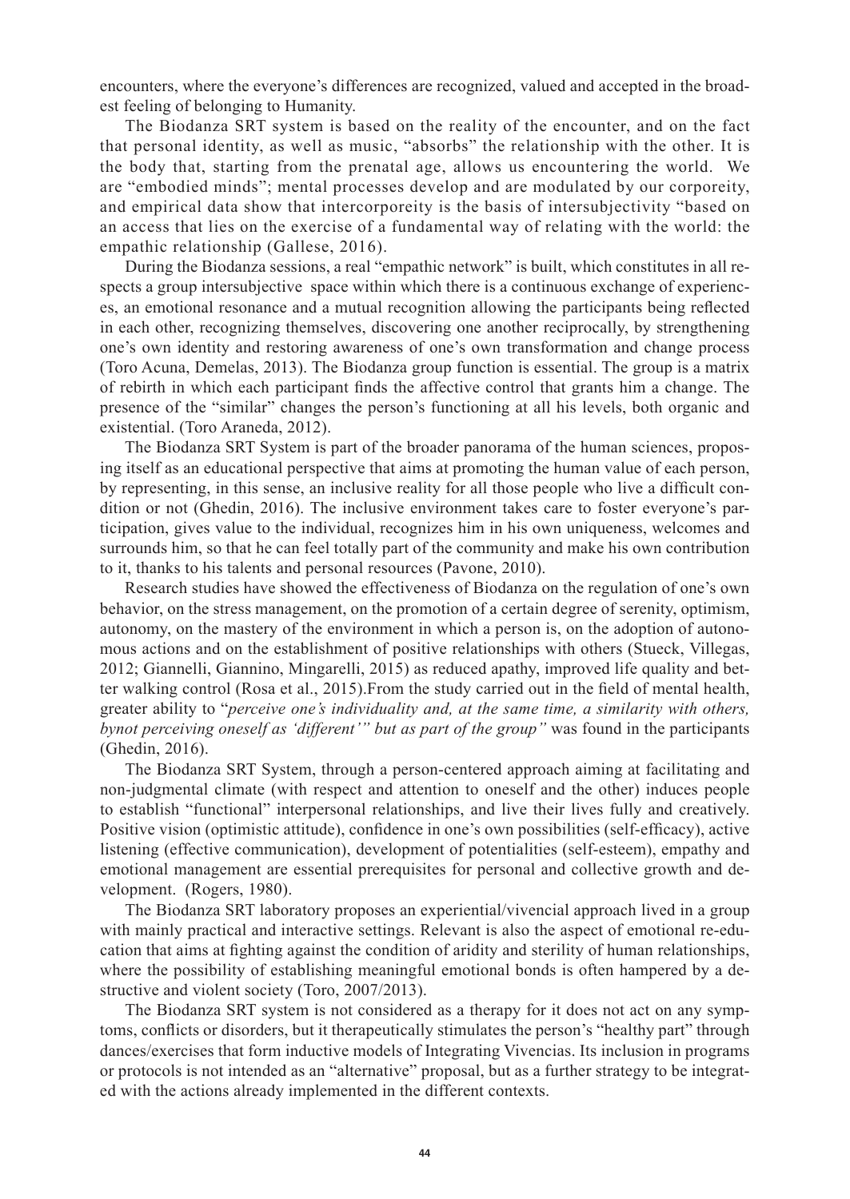encounters, where the everyone's differences are recognized, valued and accepted in the broadest feeling of belonging to Humanity.

The Biodanza SRT system is based on the reality of the encounter, and on the fact that personal identity, as well as music, "absorbs" the relationship with the other. It is the body that, starting from the prenatal age, allows us encountering the world. We are "embodied minds"; mental processes develop and are modulated by our corporeity, and empirical data show that intercorporeity is the basis of intersubjectivity "based on an access that lies on the exercise of a fundamental way of relating with the world: the empathic relationship (Gallese, 2016).

During the Biodanza sessions, a real "empathic network" is built, which constitutes in all respects a group intersubjective space within which there is a continuous exchange of experiences, an emotional resonance and a mutual recognition allowing the participants being reflected in each other, recognizing themselves, discovering one another reciprocally, by strengthening one's own identity and restoring awareness of one's own transformation and change process (Toro Acuna, Demelas, 2013). The Biodanza group function is essential. The group is a matrix of rebirth in which each participant finds the affective control that grants him a change. The presence of the "similar" changes the person's functioning at all his levels, both organic and existential. (Toro Araneda, 2012).

The Biodanza SRT System is part of the broader panorama of the human sciences, proposing itself as an educational perspective that aims at promoting the human value of each person, by representing, in this sense, an inclusive reality for all those people who live a difficult condition or not (Ghedin, 2016). The inclusive environment takes care to foster everyone's participation, gives value to the individual, recognizes him in his own uniqueness, welcomes and surrounds him, so that he can feel totally part of the community and make his own contribution to it, thanks to his talents and personal resources (Pavone, 2010).

Research studies have showed the effectiveness of Biodanza on the regulation of one's own behavior, on the stress management, on the promotion of a certain degree of serenity, optimism, autonomy, on the mastery of the environment in which a person is, on the adoption of autonomous actions and on the establishment of positive relationships with others (Stueck, Villegas, 2012; Giannelli, Giannino, Mingarelli, 2015) as reduced apathy, improved life quality and better walking control (Rosa et al., 2015).From the study carried out in the field of mental health, greater ability to "*perceive one's individuality and, at the same time, a similarity with others, bynot perceiving oneself as 'different'" but as part of the group"* was found in the participants (Ghedin, 2016).

The Biodanza SRT System, through a person-centered approach aiming at facilitating and non-judgmental climate (with respect and attention to oneself and the other) induces people to establish "functional" interpersonal relationships, and live their lives fully and creatively. Positive vision (optimistic attitude), confidence in one's own possibilities (self-efficacy), active listening (effective communication), development of potentialities (self-esteem), empathy and emotional management are essential prerequisites for personal and collective growth and development. (Rogers, 1980).

The Biodanza SRT laboratory proposes an experiential/vivencial approach lived in a group with mainly practical and interactive settings. Relevant is also the aspect of emotional re-education that aims at fighting against the condition of aridity and sterility of human relationships, where the possibility of establishing meaningful emotional bonds is often hampered by a destructive and violent society (Toro, 2007/2013).

The Biodanza SRT system is not considered as a therapy for it does not act on any symptoms, conflicts or disorders, but it therapeutically stimulates the person's "healthy part" through dances/exercises that form inductive models of Integrating Vivencias. Its inclusion in programs or protocols is not intended as an "alternative" proposal, but as a further strategy to be integrated with the actions already implemented in the different contexts.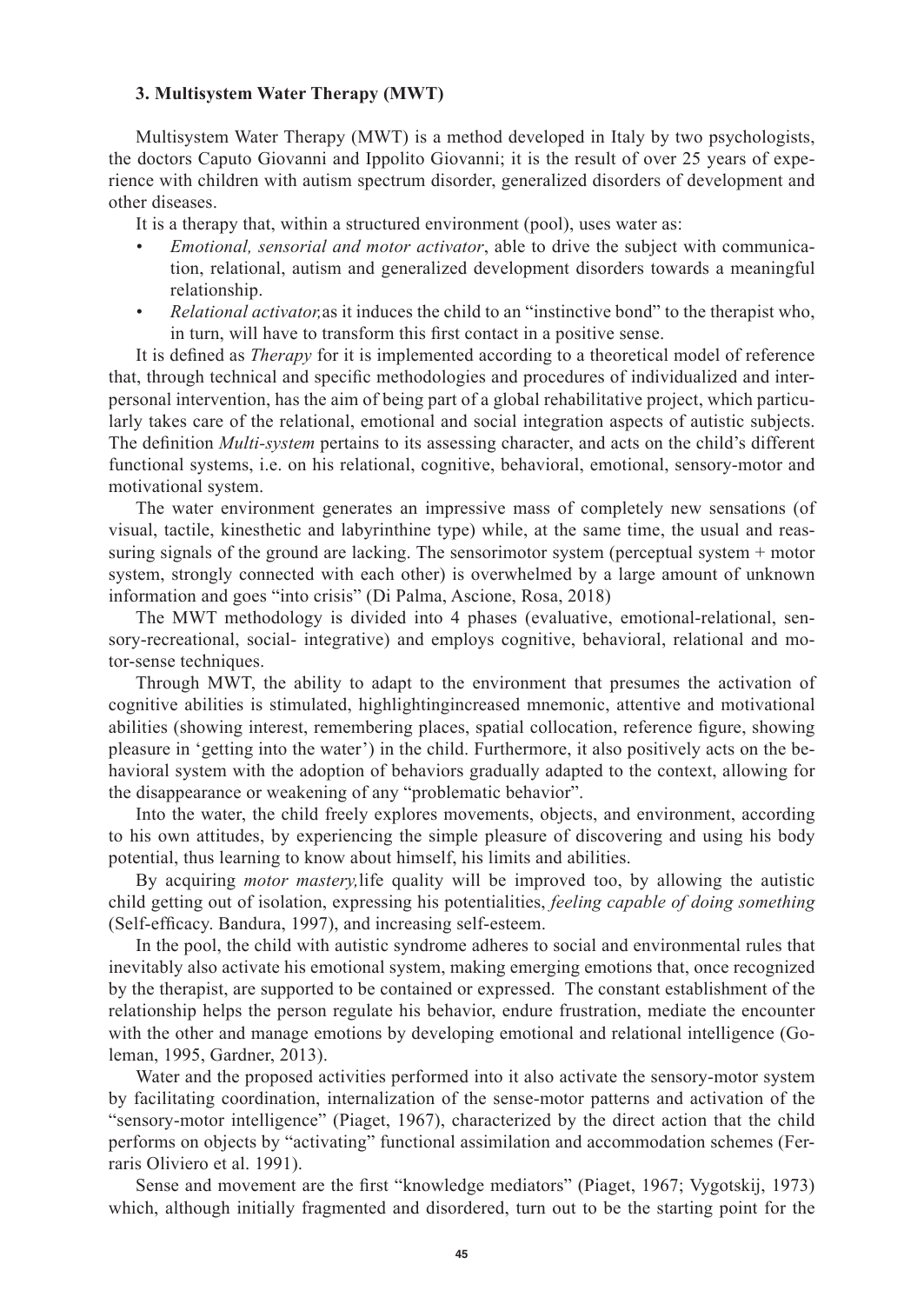### 3. Multisystem Water Therapy (MWT)

Multisystem Water Therapy (MWT) is a method developed in Italy by two psychologists, the doctors Caputo Giovanni and Ippolito Giovanni; it is the result of over 25 years of experience with children with autism spectrum disorder, generalized disorders of development and other diseases.

It is a therapy that, within a structured environment (pool), uses water as:

- *Emotional, sensorial and motor activator*, able to drive the subject with communication, relational, autism and generalized development disorders towards a meaningful relationship.
- *Relational activator,* as it induces the child to an "instinctive bond" to the therapist who, in turn, will have to transform this first contact in a positive sense.

It is defined as *Therapy* for it is implemented according to a theoretical model of reference that, through technical and specific methodologies and procedures of individualized and interpersonal intervention, has the aim of being part of a global rehabilitative project, which particularly takes care of the relational, emotional and social integration aspects of autistic subjects. The definition *Multi-system* pertains to its assessing character, and acts on the child's different functional systems, i.e. on his relational, cognitive, behavioral, emotional, sensory-motor and motivational system.

The water environment generates an impressive mass of completely new sensations (of visual, tactile, kinesthetic and labyrinthine type) while, at the same time, the usual and reassuring signals of the ground are lacking. The sensorimotor system (perceptual system + motor system, strongly connected with each other) is overwhelmed by a large amount of unknown information and goes "into crisis" (Di Palma, Ascione, Rosa, 2018)

The MWT methodology is divided into 4 phases (evaluative, emotional-relational, sensory-recreational, social- integrative) and employs cognitive, behavioral, relational and motor-sense techniques.

Through MWT, the ability to adapt to the environment that presumes the activation of cognitive abilities is stimulated, highlightingincreased mnemonic, attentive and motivational abilities (showing interest, remembering places, spatial collocation, reference figure, showing pleasure in 'getting into the water') in the child. Furthermore, it also positively acts on the behavioral system with the adoption of behaviors gradually adapted to the context, allowing for the disappearance or weakening of any "problematic behavior".

Into the water, the child freely explores movements, objects, and environment, according to his own attitudes, by experiencing the simple pleasure of discovering and using his body potential, thus learning to know about himself, his limits and abilities.

By acquiring *motor mastery,* life quality will be improved too, by allowing the autistic child getting out of isolation, expressing his potentialities, *feeling capable of doing something* (Self-efficacy. Bandura, 1997), and increasing self-esteem.

In the pool, the child with autistic syndrome adheres to social and environmental rules that inevitably also activate his emotional system, making emerging emotions that, once recognized by the therapist, are supported to be contained or expressed. The constant establishment of the relationship helps the person regulate his behavior, endure frustration, mediate the encounter with the other and manage emotions by developing emotional and relational intelligence (Goleman, 1995, Gardner, 2013).

Water and the proposed activities performed into it also activate the sensory-motor system by facilitating coordination, internalization of the sense-motor patterns and activation of the "sensory-motor intelligence" (Piaget, 1967), characterized by the direct action that the child performs on objects by "activating" functional assimilation and accommodation schemes (Ferraris Oliviero et al. 1991).

Sense and movement are the first "knowledge mediators" (Piaget, 1967; Vygotskij, 1973) which, although initially fragmented and disordered, turn out to be the starting point for the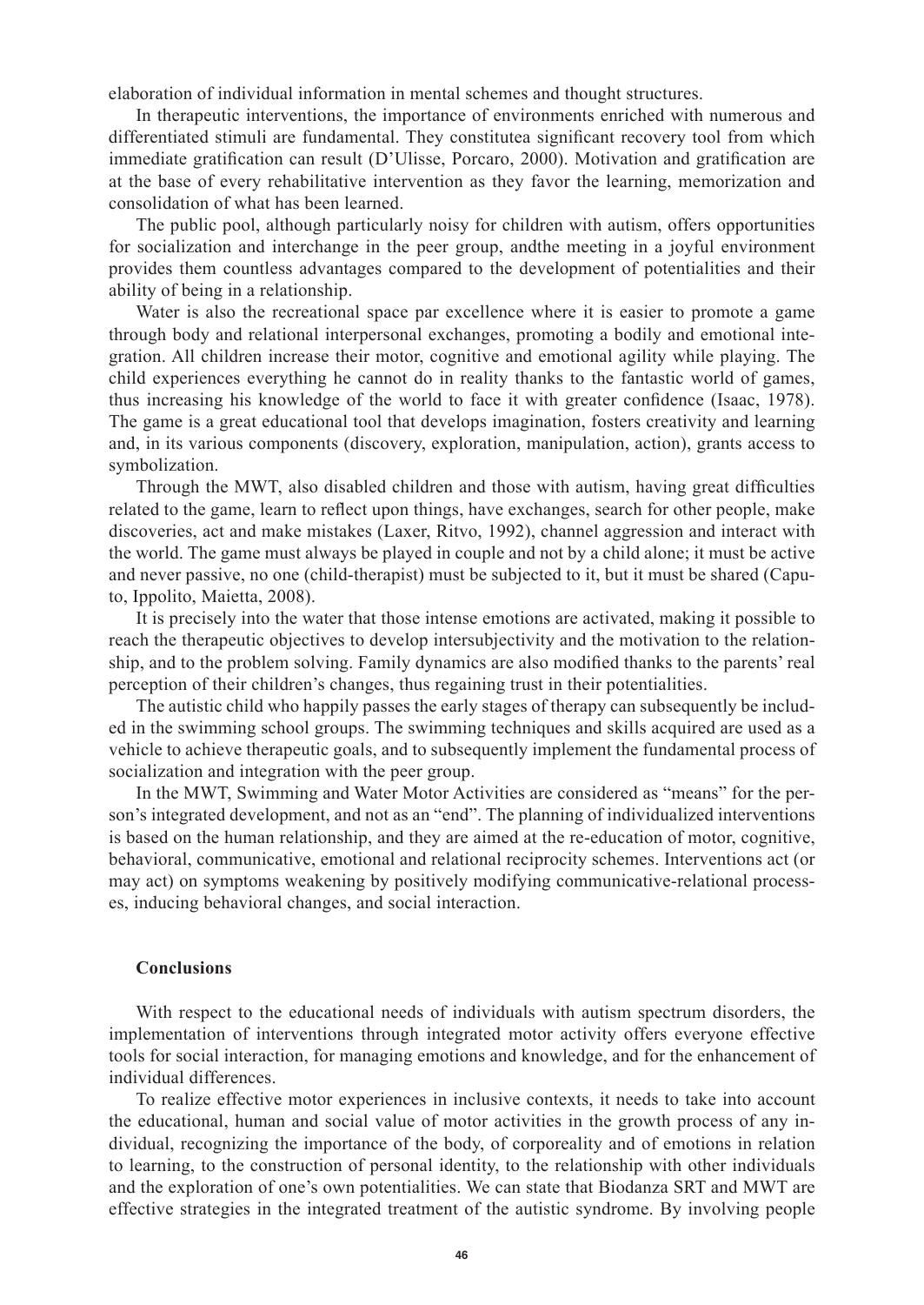elaboration of individual information in mental schemes and thought structures.

In therapeutic interventions, the importance of environments enriched with numerous and differentiated stimuli are fundamental. They constitutea significant recovery tool from which immediate gratification can result (D'Ulisse, Porcaro, 2000). Motivation and gratification are at the base of every rehabilitative intervention as they favor the learning, memorization and consolidation of what has been learned.

The public pool, although particularly noisy for children with autism, offers opportunities for socialization and interchange in the peer group, andthe meeting in a joyful environment provides them countless advantages compared to the development of potentialities and their ability of being in a relationship.

Water is also the recreational space par excellence where it is easier to promote a game through body and relational interpersonal exchanges, promoting a bodily and emotional integration. All children increase their motor, cognitive and emotional agility while playing. The child experiences everything he cannot do in reality thanks to the fantastic world of games, thus increasing his knowledge of the world to face it with greater confidence (Isaac, 1978). The game is a great educational tool that develops imagination, fosters creativity and learning and, in its various components (discovery, exploration, manipulation, action), grants access to symbolization.

Through the MWT, also disabled children and those with autism, having great difficulties related to the game, learn to reflect upon things, have exchanges, search for other people, make discoveries, act and make mistakes (Laxer, Ritvo, 1992), channel aggression and interact with the world. The game must always be played in couple and not by a child alone; it must be active and never passive, no one (child-therapist) must be subjected to it, but it must be shared (Caputo, Ippolito, Maietta, 2008).

It is precisely into the water that those intense emotions are activated, making it possible to reach the therapeutic objectives to develop intersubjectivity and the motivation to the relationship, and to the problem solving. Family dynamics are also modified thanks to the parents' real perception of their children's changes, thus regaining trust in their potentialities.

The autistic child who happily passes the early stages of therapy can subsequently be included in the swimming school groups. The swimming techniques and skills acquired are used as a vehicle to achieve therapeutic goals, and to subsequently implement the fundamental process of socialization and integration with the peer group.

In the MWT, Swimming and Water Motor Activities are considered as "means" for the person's integrated development, and not as an "end". The planning of individualized interventions is based on the human relationship, and they are aimed at the re-education of motor, cognitive, behavioral, communicative, emotional and relational reciprocity schemes. Interventions act (or may act) on symptoms weakening by positively modifying communicative-relational processes, inducing behavioral changes, and social interaction.

## Conclusions

With respect to the educational needs of individuals with autism spectrum disorders, the implementation of interventions through integrated motor activity offers everyone effective tools for social interaction, for managing emotions and knowledge, and for the enhancement of individual differences.

To realize effective motor experiences in inclusive contexts, it needs to take into account the educational, human and social value of motor activities in the growth process of any individual, recognizing the importance of the body, of corporeality and of emotions in relation to learning, to the construction of personal identity, to the relationship with other individuals and the exploration of one's own potentialities. We can state that Biodanza SRT and MWT are effective strategies in the integrated treatment of the autistic syndrome. By involving people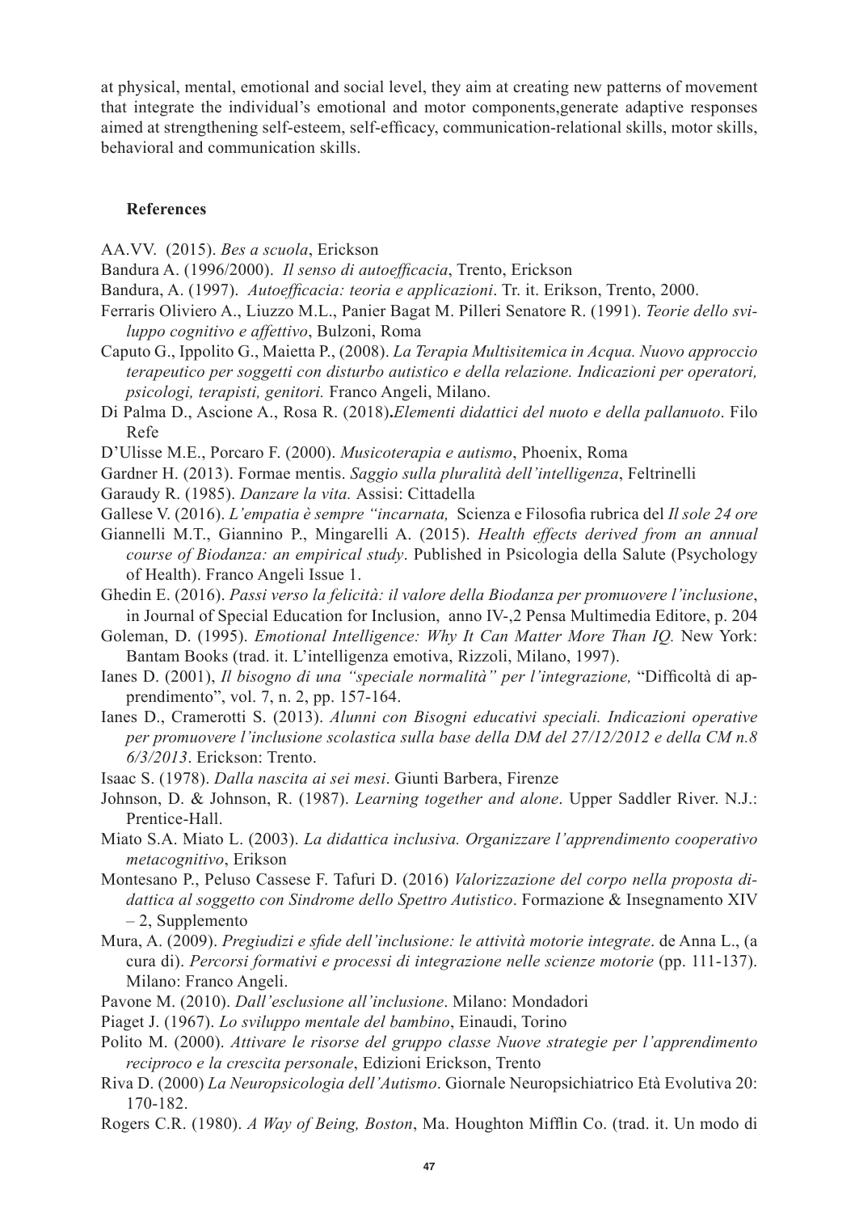at physical, mental, emotional and social level, they aim at creating new patterns of movement that integrate the individual's emotional and motor components,generate adaptive responses aimed at strengthening self-esteem, self-efficacy, communication-relational skills, motor skills, behavioral and communication skills.

## References

AA.VV. (2015). *Bes a scuola*, Erickson

Bandura A. (1996/2000). *Il senso di autoefficacia*, Trento, Erickson

Bandura, A. (1997). *Autoefficacia: teoria e applicazioni*. Tr. it. Erikson, Trento, 2000.

Ferraris Oliviero A., Liuzzo M.L., Panier Bagat M. Pilleri Senatore R. (1991). *Teorie dello sviluppo cognitivo e affettivo*, Bulzoni, Roma

Caputo G., Ippolito G., Maietta P., (2008). *La Terapia Multisitemica in Acqua. Nuovo approccio terapeutico per soggetti con disturbo autistico e della relazione. Indicazioni per operatori, psicologi, terapisti, genitori.* Franco Angeli, Milano.

Di Palma D., Ascione A., Rosa R. (2018)**.***Elementi didattici del nuoto e della pallanuoto*. Filo Refe

D'Ulisse M.E., Porcaro F. (2000). *Musicoterapia e autismo*, Phoenix, Roma

Gardner H. (2013). Formae mentis. *Saggio sulla pluralità dell'intelligenza*, Feltrinelli

Garaudy R. (1985). *Danzare la vita.* Assisi: Cittadella

Gallese V. (2016). *L'empatia è sempre "incarnata,* Scienza e Filosofia rubrica del *Il sole 24 ore*

Giannelli M.T., Giannino P., Mingarelli A. (2015). *Health effects derived from an annual course of Biodanza: an empirical study*. Published in Psicologia della Salute (Psychology of Health). Franco Angeli Issue 1.

Ghedin E. (2016). *Passi verso la felicità: il valore della Biodanza per promuovere l'inclusione*, in Journal of Special Education for Inclusion, anno IV-,2 Pensa Multimedia Editore, p. 204

Goleman, D. (1995). *Emotional Intelligence: Why It Can Matter More Than IQ.* New York: Bantam Books (trad. it. L'intelligenza emotiva, Rizzoli, Milano, 1997).

Ianes D. (2001), *Il bisogno di una "speciale normalità" per l'integrazione,* "Difficoltà di apprendimento", vol. 7, n. 2, pp. 157-164.

Ianes D., Cramerotti S. (2013). *Alunni con Bisogni educativi speciali. Indicazioni operative per promuovere l'inclusione scolastica sulla base della DM del 27/12/2012 e della CM n.8 6/3/2013*. Erickson: Trento.

Isaac S. (1978). *Dalla nascita ai sei mesi*. Giunti Barbera, Firenze

Johnson, D. & Johnson, R. (1987). *Learning together and alone*. Upper Saddler River. N.J.: Prentice-Hall.

Miato S.A. Miato L. (2003). *La didattica inclusiva. Organizzare l'apprendimento cooperativo metacognitivo*, Erikson

Montesano P., Peluso Cassese F. Tafuri D. (2016) *Valorizzazione del corpo nella proposta didattica al soggetto con Sindrome dello Spettro Autistico*. Formazione & Insegnamento XIV – 2, Supplemento

Mura, A. (2009). *Pregiudizi e sfide dell'inclusione: le attività motorie integrate*. de Anna L., (a cura di). *Percorsi formativi e processi di integrazione nelle scienze motorie* (pp. 111-137). Milano: Franco Angeli.

Pavone M. (2010). *Dall'esclusione all'inclusione*. Milano: Mondadori

Piaget J. (1967). *Lo sviluppo mentale del bambino*, Einaudi, Torino

Polito M. (2000). *Attivare le risorse del gruppo classe Nuove strategie per l'apprendimento reciproco e la crescita personale*, Edizioni Erickson, Trento

Riva D. (2000) *La Neuropsicologia dell'Autismo*. Giornale Neuropsichiatrico Età Evolutiva 20: 170-182.

Rogers C.R. (1980). *A Way of Being, Boston*, Ma. Houghton Mifflin Co. (trad. it. Un modo di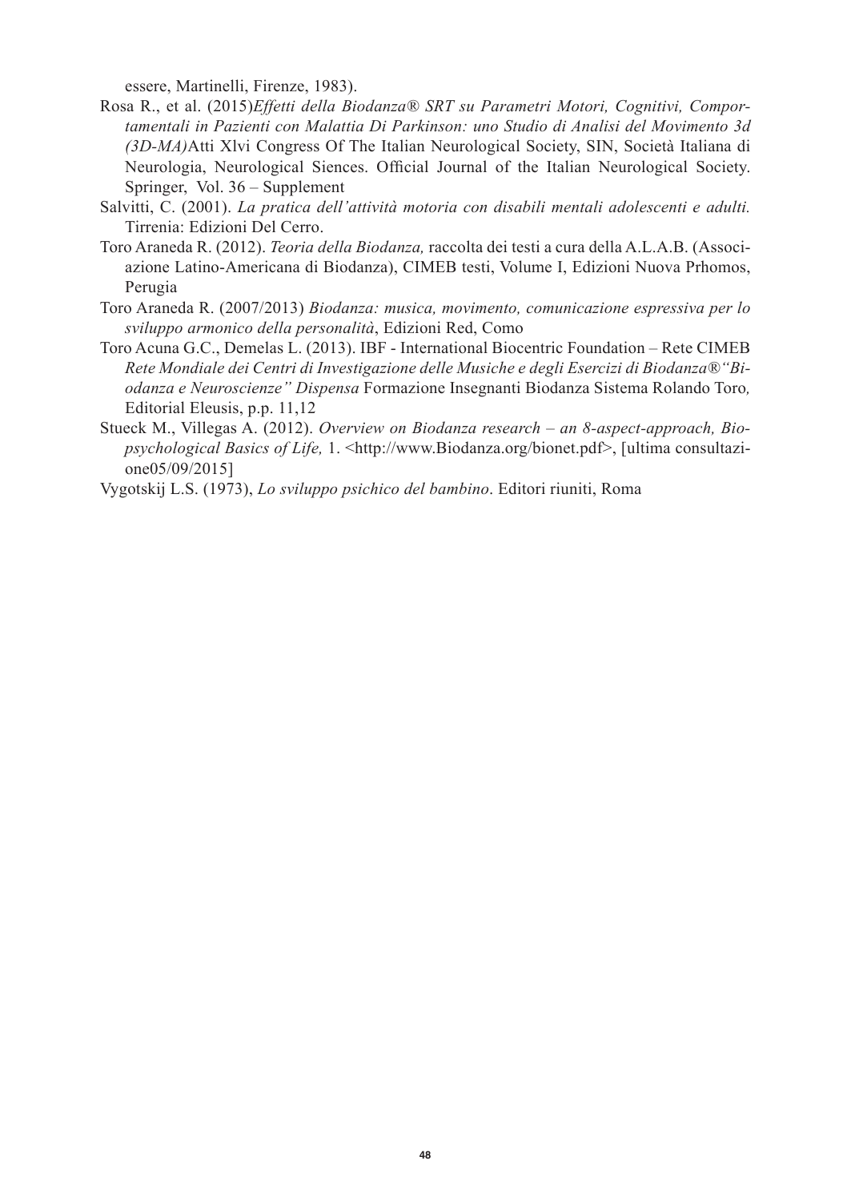essere, Martinelli, Firenze, 1983).

Rosa R., et al. (2015)*Effetti della Biodanza® SRT su Parametri Motori, Cognitivi, Comportamentali in Pazienti con Malattia Di Parkinson: uno Studio di Analisi del Movimento 3d (3D-MA)*Atti Xlvi Congress Of The Italian Neurological Society, SIN, Società Italiana di Neurologia, Neurological Siences. Official Journal of the Italian Neurological Society. Springer, Vol. 36 – Supplement

Salvitti, C. (2001). *La pratica dell'attività motoria con disabili mentali adolescenti e adulti.* Tirrenia: Edizioni Del Cerro.

Toro Araneda R. (2012). *Teoria della Biodanza,* raccolta dei testi a cura della A.L.A.B. (Associazione Latino-Americana di Biodanza), CIMEB testi, Volume I, Edizioni Nuova Prhomos, Perugia

Toro Araneda R. (2007/2013) *Biodanza: musica, movimento, comunicazione espressiva per lo sviluppo armonico della personalità*, Edizioni Red, Como

Toro Acuna G.C., Demelas L. (2013). IBF - International Biocentric Foundation – Rete CIMEB *Rete Mondiale dei Centri di Investigazione delle Musiche e degli Esercizi di Biodanza®"Biodanza e Neuroscienze" Dispensa* Formazione Insegnanti Biodanza Sistema Rolando Toro*,* Editorial Eleusis, p.p. 11,12

Stueck M., Villegas A. (2012). *Overview on Biodanza research – an 8-aspect-approach, Biopsychological Basics of Life,* 1. <http://www.Biodanza.org/bionet.pdf>, [ultima consultazione05/09/2015]

Vygotskij L.S. (1973), *Lo sviluppo psichico del bambino*. Editori riuniti, Roma